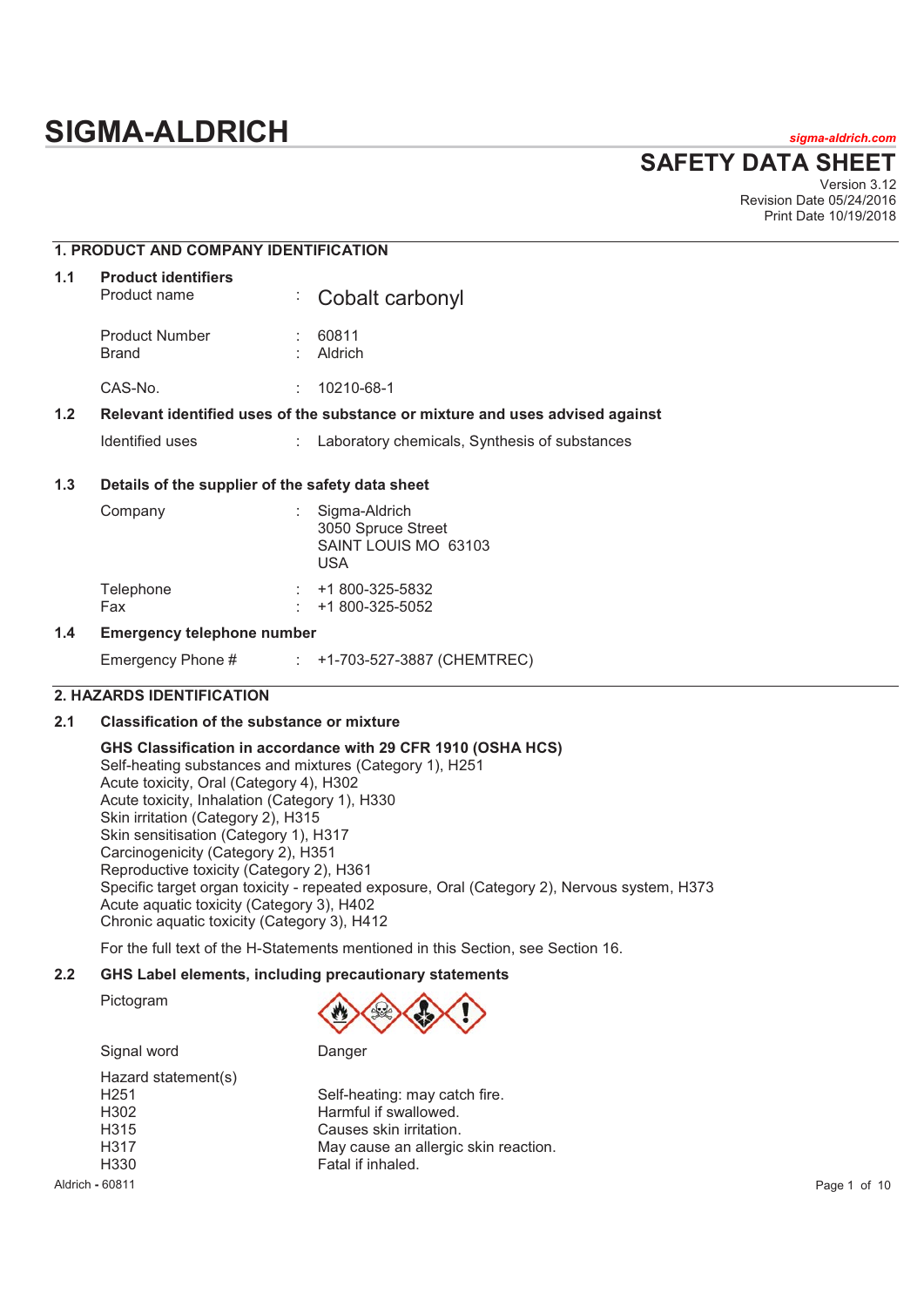# SIGMA-ALDRICH

*sigma-aldrich.com*

## SAFETY DATA SHEET

Version 3.12
Revision Date 05/24/2016
Print Date 10/19/2018

### 1. PRODUCT AND COMPANY IDENTIFICATION

**1.1 Product identifiers**

| | | |
|---|---|---|
| Product name | : | Cobalt carbonyl |
| Product Number | : | 60811 |
| Brand | : | Aldrich |
| CAS-No. | : | 10210-68-1 |

**1.2 Relevant identified uses of the substance or mixture and uses advised against**

| | | |
|---|---|---|
| Identified uses | : | Laboratory chemicals, Synthesis of substances |

**1.3 Details of the supplier of the safety data sheet**

| | | |
|---|---|---|
| Company | : | Sigma-Aldrich<br>3050 Spruce Street<br>SAINT LOUIS MO 63103<br>USA |
| Telephone | : | +1 800-325-5832 |
| Fax | : | +1 800-325-5052 |

**1.4 Emergency telephone number**

| | | |
|---|---|---|
| Emergency Phone # | : | +1-703-527-3887 (CHEMTREC) |

### 2. HAZARDS IDENTIFICATION

**2.1 Classification of the substance or mixture**

**GHS Classification in accordance with 29 CFR 1910 (OSHA HCS)**

Self-heating substances and mixtures (Category 1), H251
Acute toxicity, Oral (Category 4), H302
Acute toxicity, Inhalation (Category 1), H330
Skin irritation (Category 2), H315
Skin sensitisation (Category 1), H317
Carcinogenicity (Category 2), H351
Reproductive toxicity (Category 2), H361
Specific target organ toxicity - repeated exposure, Oral (Category 2), Nervous system, H373
Acute aquatic toxicity (Category 3), H402
Chronic aquatic toxicity (Category 3), H412

For the full text of the H-Statements mentioned in this Section, see Section 16.

**2.2 GHS Label elements, including precautionary statements**

| | |
|---|---|
| Pictogram | |
| Signal word | Danger |

Hazard statement(s)

| | |
|---|---|
| H251 | Self-heating: may catch fire. |
| H302 | Harmful if swallowed. |
| H315 | Causes skin irritation. |
| H317 | May cause an allergic skin reaction. |
| H330 | Fatal if inhaled. |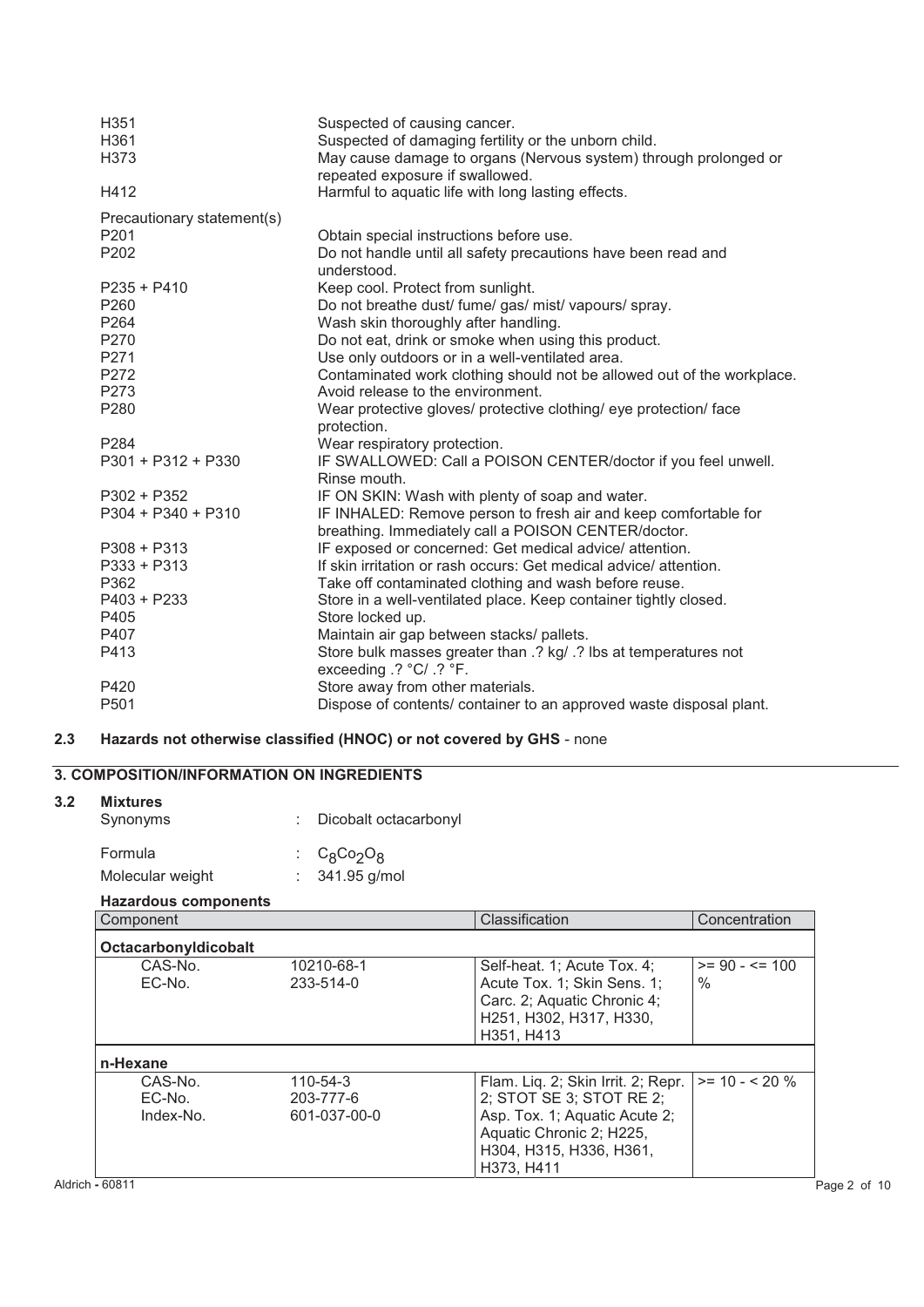| | |
|---|---|
| H351 | Suspected of causing cancer. |
| H361 | Suspected of damaging fertility or the unborn child. |
| H373 | May cause damage to organs (Nervous system) through prolonged or repeated exposure if swallowed. |
| H412 | Harmful to aquatic life with long lasting effects. |

Precautionary statement(s)

| | |
|---|---|
| P201 | Obtain special instructions before use. |
| P202 | Do not handle until all safety precautions have been read and understood. |
| P235 + P410 | Keep cool. Protect from sunlight. |
| P260 | Do not breathe dust/ fume/ gas/ mist/ vapours/ spray. |
| P264 | Wash skin thoroughly after handling. |
| P270 | Do not eat, drink or smoke when using this product. |
| P271 | Use only outdoors or in a well-ventilated area. |
| P272 | Contaminated work clothing should not be allowed out of the workplace. |
| P273 | Avoid release to the environment. |
| P280 | Wear protective gloves/ protective clothing/ eye protection/ face protection. |
| P284 | Wear respiratory protection. |
| P301 + P312 + P330 | IF SWALLOWED: Call a POISON CENTER/doctor if you feel unwell. Rinse mouth. |
| P302 + P352 | IF ON SKIN: Wash with plenty of soap and water. |
| P304 + P340 + P310 | IF INHALED: Remove person to fresh air and keep comfortable for breathing. Immediately call a POISON CENTER/doctor. |
| P308 + P313 | IF exposed or concerned: Get medical advice/ attention. |
| P333 + P313 | If skin irritation or rash occurs: Get medical advice/ attention. |
| P362 | Take off contaminated clothing and wash before reuse. |
| P403 + P233 | Store in a well-ventilated place. Keep container tightly closed. |
| P405 | Store locked up. |
| P407 | Maintain air gap between stacks/ pallets. |
| P413 | Store bulk masses greater than .? kg/ .? lbs at temperatures not exceeding .? °C/ .? °F. |
| P420 | Store away from other materials. |
| P501 | Dispose of contents/ container to an approved waste disposal plant. |

## 2.3 Hazards not otherwise classified (HNOC) or not covered by GHS - none

# 3. COMPOSITION/INFORMATION ON INGREDIENTS

## 3.2 Mixtures

Synonyms : Dicobalt octacarbonyl

Formula : $C_8Co_2O_8$

Molecular weight : 341.95 g/mol

**Hazardous components**

| Component | | Classification | Concentration |
|---|---|---|---|
| **Octacarbonyldicobalt** | | | |
| CAS-No. EC-No. | 10210-68-1 233-514-0 | Self-heat. 1; Acute Tox. 4; Acute Tox. 1; Skin Sens. 1; Carc. 2; Aquatic Chronic 4; H251, H302, H317, H330, H351, H413 | >= 90 - <= 100 % |
| **n-Hexane** | | | |
| CAS-No. EC-No. Index-No. | 110-54-3 203-777-6 601-037-00-0 | Flam. Liq. 2; Skin Irrit. 2; Repr. 2; STOT SE 3; STOT RE 2; Asp. Tox. 1; Aquatic Acute 2; Aquatic Chronic 2; H225, H304, H315, H336, H361, H373, H411 | >= 10 - < 20 % |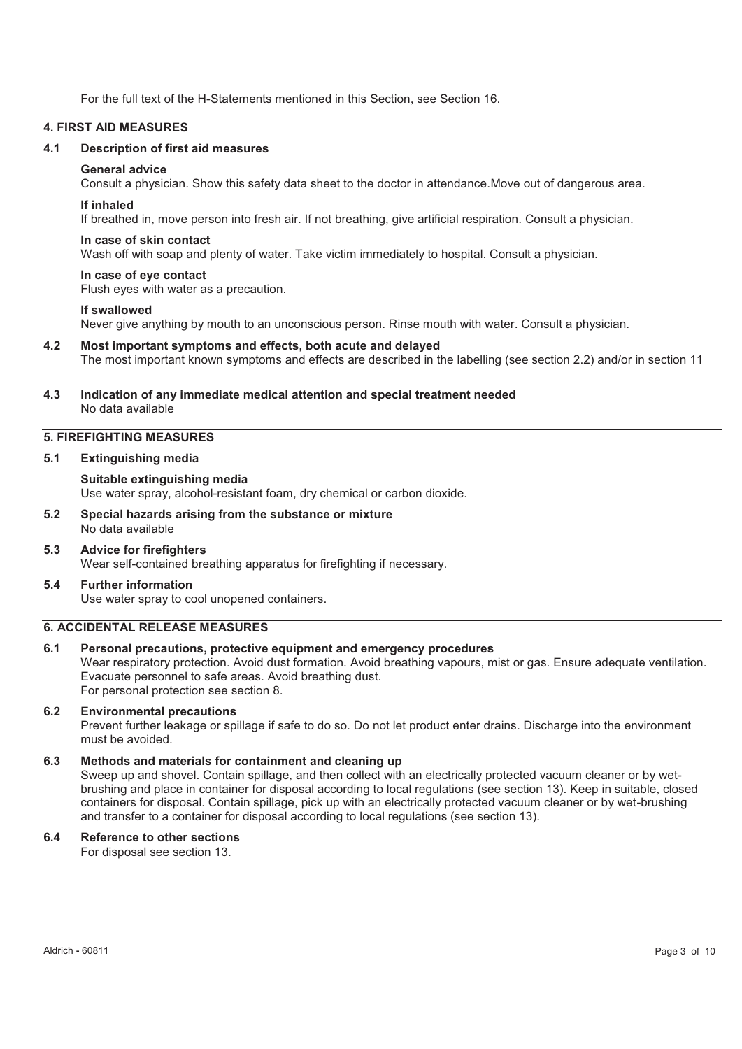For the full text of the H-Statements mentioned in this Section, see Section 16.

## 4. FIRST AID MEASURES

### 4.1 Description of first aid measures

**General advice**
Consult a physician. Show this safety data sheet to the doctor in attendance.Move out of dangerous area.

**If inhaled**
If breathed in, move person into fresh air. If not breathing, give artificial respiration. Consult a physician.

**In case of skin contact**
Wash off with soap and plenty of water. Take victim immediately to hospital. Consult a physician.

**In case of eye contact**
Flush eyes with water as a precaution.

**If swallowed**
Never give anything by mouth to an unconscious person. Rinse mouth with water. Consult a physician.

### 4.2 Most important symptoms and effects, both acute and delayed
The most important known symptoms and effects are described in the labelling (see section 2.2) and/or in section 11

### 4.3 Indication of any immediate medical attention and special treatment needed
No data available

## 5. FIREFIGHTING MEASURES

### 5.1 Extinguishing media

**Suitable extinguishing media**
Use water spray, alcohol-resistant foam, dry chemical or carbon dioxide.

### 5.2 Special hazards arising from the substance or mixture
No data available

### 5.3 Advice for firefighters
Wear self-contained breathing apparatus for firefighting if necessary.

### 5.4 Further information
Use water spray to cool unopened containers.

## 6. ACCIDENTAL RELEASE MEASURES

### 6.1 Personal precautions, protective equipment and emergency procedures
Wear respiratory protection. Avoid dust formation. Avoid breathing vapours, mist or gas. Ensure adequate ventilation. Evacuate personnel to safe areas. Avoid breathing dust.
For personal protection see section 8.

### 6.2 Environmental precautions
Prevent further leakage or spillage if safe to do so. Do not let product enter drains. Discharge into the environment must be avoided.

### 6.3 Methods and materials for containment and cleaning up
Sweep up and shovel. Contain spillage, and then collect with an electrically protected vacuum cleaner or by wet-brushing and place in container for disposal according to local regulations (see section 13). Keep in suitable, closed containers for disposal. Contain spillage, pick up with an electrically protected vacuum cleaner or by wet-brushing and transfer to a container for disposal according to local regulations (see section 13).

### 6.4 Reference to other sections
For disposal see section 13.

Aldrich - 60811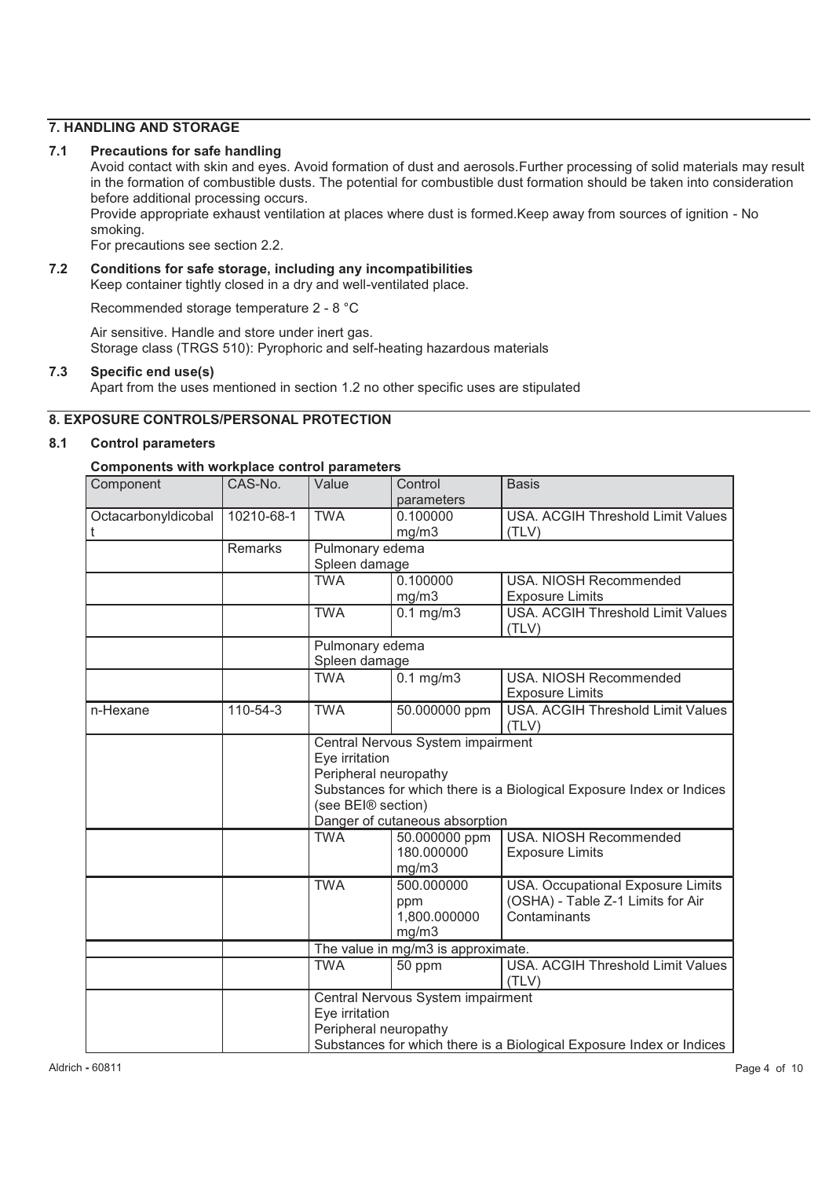## 7. HANDLING AND STORAGE

### 7.1 Precautions for safe handling

Avoid contact with skin and eyes. Avoid formation of dust and aerosols.Further processing of solid materials may result in the formation of combustible dusts. The potential for combustible dust formation should be taken into consideration before additional processing occurs.

Provide appropriate exhaust ventilation at places where dust is formed.Keep away from sources of ignition - No smoking.

For precautions see section 2.2.

### 7.2 Conditions for safe storage, including any incompatibilities

Keep container tightly closed in a dry and well-ventilated place.

Recommended storage temperature 2 - 8 °C

Air sensitive. Handle and store under inert gas.
Storage class (TRGS 510): Pyrophoric and self-heating hazardous materials

### 7.3 Specific end use(s)

Apart from the uses mentioned in section 1.2 no other specific uses are stipulated

## 8. EXPOSURE CONTROLS/PERSONAL PROTECTION

### 8.1 Control parameters

**Components with workplace control parameters**

| Component | CAS-No. | Value | Control parameters | Basis |
|---|---|---|---|---|
| Octacarbonyldicobalt | 10210-68-1 | TWA | 0.100000 mg/m3 | USA. ACGIH Threshold Limit Values (TLV) |
| | Remarks | Pulmonary edema<br>Spleen damage | | |
| | | TWA | 0.100000 mg/m3 | USA. NIOSH Recommended Exposure Limits |
| | | TWA | 0.1 mg/m3 | USA. ACGIH Threshold Limit Values (TLV) |
| | | Pulmonary edema<br>Spleen damage | | |
| | | TWA | 0.1 mg/m3 | USA. NIOSH Recommended Exposure Limits |
| n-Hexane | 110-54-3 | TWA | 50.000000 ppm | USA. ACGIH Threshold Limit Values (TLV) |
| | | Central Nervous System impairment<br>Eye irritation<br>Peripheral neuropathy<br>Substances for which there is a Biological Exposure Index or Indices (see BEI® section)<br>Danger of cutaneous absorption | | |
| | | TWA | 50.000000 ppm<br>180.000000 mg/m3 | USA. NIOSH Recommended Exposure Limits |
| | | TWA | 500.000000 ppm<br>1,800.000000 mg/m3 | USA. Occupational Exposure Limits (OSHA) - Table Z-1 Limits for Air Contaminants |
| | | The value in mg/m3 is approximate. | | |
| | | TWA | 50 ppm | USA. ACGIH Threshold Limit Values (TLV) |
| | | Central Nervous System impairment<br>Eye irritation<br>Peripheral neuropathy<br>Substances for which there is a Biological Exposure Index or Indices | | |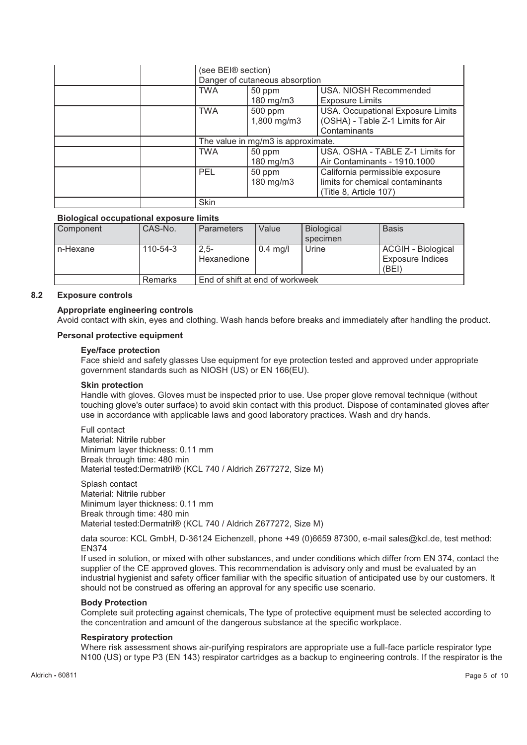| | | | | |
|---|---|---|---|---|
| | | (see BEI® section)<br>Danger of cutaneous absorption | | |
| | | TWA | 50 ppm<br>180 mg/m3 | USA. NIOSH Recommended Exposure Limits |
| | | TWA | 500 ppm<br>1,800 mg/m3 | USA. Occupational Exposure Limits (OSHA) - Table Z-1 Limits for Air Contaminants |
| | | The value in mg/m3 is approximate. | | |
| | | TWA | 50 ppm<br>180 mg/m3 | USA. OSHA - TABLE Z-1 Limits for Air Contaminants - 1910.1000 |
| | | PEL | 50 ppm<br>180 mg/m3 | California permissible exposure limits for chemical contaminants (Title 8, Article 107) |
| | | Skin | | |

**Biological occupational exposure limits**

| Component | CAS-No. | Parameters | Value | Biological specimen | Basis |
|---|---|---|---|---|---|
| n-Hexane | 110-54-3 | 2,5-Hexanedione | 0.4 mg/l | Urine | ACGIH - Biological Exposure Indices (BEI) |
| | Remarks | End of shift at end of workweek | | | |

## 8.2 Exposure controls

**Appropriate engineering controls**

Avoid contact with skin, eyes and clothing. Wash hands before breaks and immediately after handling the product.

**Personal protective equipment**

**Eye/face protection**

Face shield and safety glasses Use equipment for eye protection tested and approved under appropriate government standards such as NIOSH (US) or EN 166(EU).

**Skin protection**

Handle with gloves. Gloves must be inspected prior to use. Use proper glove removal technique (without touching glove's outer surface) to avoid skin contact with this product. Dispose of contaminated gloves after use in accordance with applicable laws and good laboratory practices. Wash and dry hands.

Full contact
Material: Nitrile rubber
Minimum layer thickness: 0.11 mm
Break through time: 480 min
Material tested:Dermatril® (KCL 740 / Aldrich Z677272, Size M)

Splash contact
Material: Nitrile rubber
Minimum layer thickness: 0.11 mm
Break through time: 480 min
Material tested:Dermatril® (KCL 740 / Aldrich Z677272, Size M)

data source: KCL GmbH, D-36124 Eichenzell, phone +49 (0)6659 87300, e-mail sales@kcl.de, test method: EN374

If used in solution, or mixed with other substances, and under conditions which differ from EN 374, contact the supplier of the CE approved gloves. This recommendation is advisory only and must be evaluated by an industrial hygienist and safety officer familiar with the specific situation of anticipated use by our customers. It should not be construed as offering an approval for any specific use scenario.

**Body Protection**

Complete suit protecting against chemicals, The type of protective equipment must be selected according to the concentration and amount of the dangerous substance at the specific workplace.

**Respiratory protection**

Where risk assessment shows air-purifying respirators are appropriate use a full-face particle respirator type N100 (US) or type P3 (EN 143) respirator cartridges as a backup to engineering controls. If the respirator is the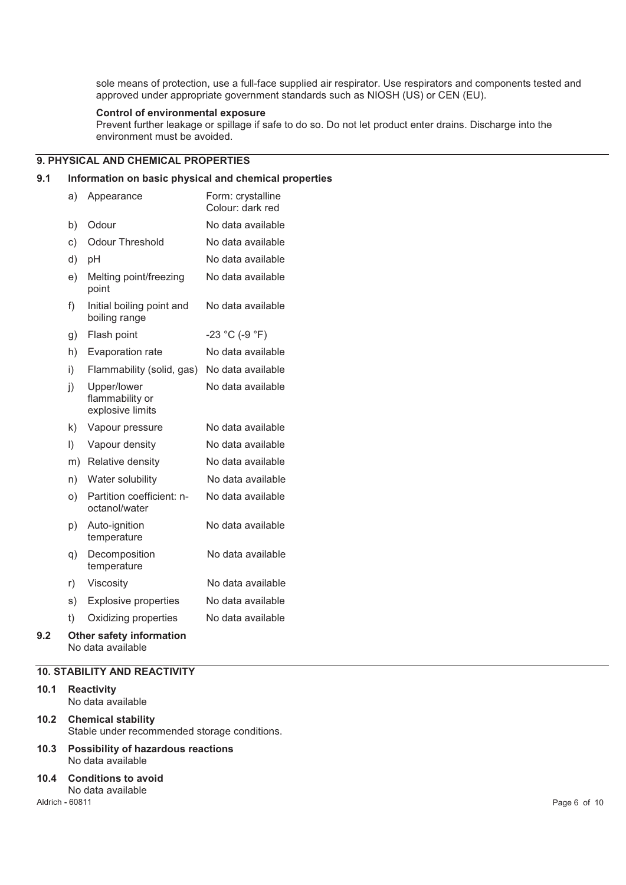sole means of protection, use a full-face supplied air respirator. Use respirators and components tested and approved under appropriate government standards such as NIOSH (US) or CEN (EU).

**Control of environmental exposure**
Prevent further leakage or spillage if safe to do so. Do not let product enter drains. Discharge into the environment must be avoided.

## 9. PHYSICAL AND CHEMICAL PROPERTIES

### 9.1 Information on basic physical and chemical properties

| | Property | Value |
|---|---|---|
| a) | Appearance | Form: crystalline<br>Colour: dark red |
| b) | Odour | No data available |
| c) | Odour Threshold | No data available |
| d) | pH | No data available |
| e) | Melting point/freezing point | No data available |
| f) | Initial boiling point and boiling range | No data available |
| g) | Flash point | -23 °C (-9 °F) |
| h) | Evaporation rate | No data available |
| i) | Flammability (solid, gas) | No data available |
| j) | Upper/lower flammability or explosive limits | No data available |
| k) | Vapour pressure | No data available |
| l) | Vapour density | No data available |
| m) | Relative density | No data available |
| n) | Water solubility | No data available |
| o) | Partition coefficient: n-octanol/water | No data available |
| p) | Auto-ignition temperature | No data available |
| q) | Decomposition temperature | No data available |
| r) | Viscosity | No data available |
| s) | Explosive properties | No data available |
| t) | Oxidizing properties | No data available |

### 9.2 Other safety information
No data available

## 10. STABILITY AND REACTIVITY

### 10.1 Reactivity
No data available

### 10.2 Chemical stability
Stable under recommended storage conditions.

### 10.3 Possibility of hazardous reactions
No data available

### 10.4 Conditions to avoid
No data available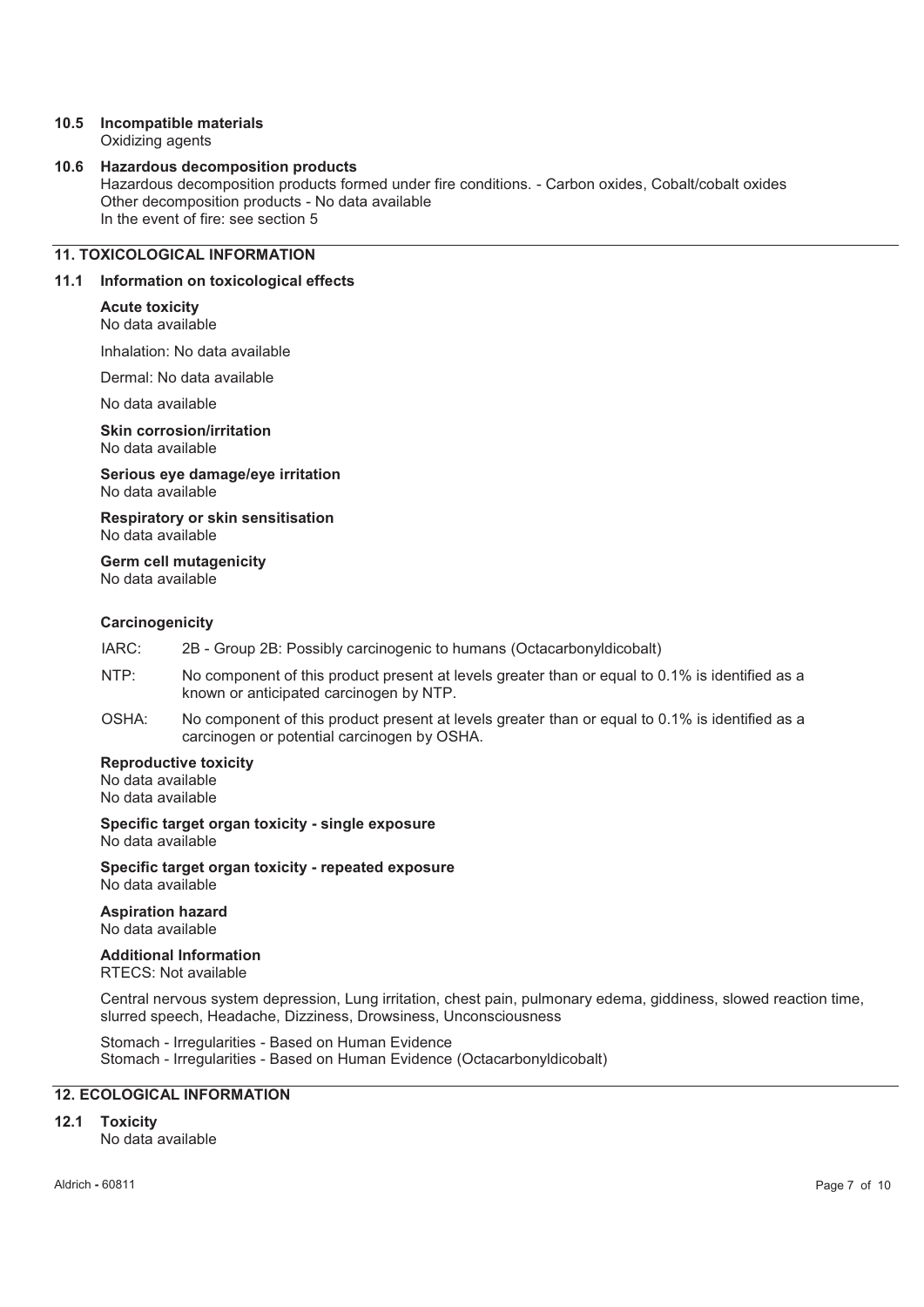### 10.5 Incompatible materials

Oxidizing agents

### 10.6 Hazardous decomposition products

Hazardous decomposition products formed under fire conditions. - Carbon oxides, Cobalt/cobalt oxides
Other decomposition products - No data available
In the event of fire: see section 5

## 11. TOXICOLOGICAL INFORMATION

### 11.1 Information on toxicological effects

**Acute toxicity**
No data available

Inhalation: No data available

Dermal: No data available

No data available

**Skin corrosion/irritation**
No data available

**Serious eye damage/eye irritation**
No data available

**Respiratory or skin sensitisation**
No data available

**Germ cell mutagenicity**
No data available

**Carcinogenicity**

IARC: 2B - Group 2B: Possibly carcinogenic to humans (Octacarbonyldicobalt)

NTP: No component of this product present at levels greater than or equal to 0.1% is identified as a known or anticipated carcinogen by NTP.

OSHA: No component of this product present at levels greater than or equal to 0.1% is identified as a carcinogen or potential carcinogen by OSHA.

**Reproductive toxicity**
No data available
No data available

**Specific target organ toxicity - single exposure**
No data available

**Specific target organ toxicity - repeated exposure**
No data available

**Aspiration hazard**
No data available

**Additional Information**
RTECS: Not available

Central nervous system depression, Lung irritation, chest pain, pulmonary edema, giddiness, slowed reaction time, slurred speech, Headache, Dizziness, Drowsiness, Unconsciousness

Stomach - Irregularities - Based on Human Evidence
Stomach - Irregularities - Based on Human Evidence (Octacarbonyldicobalt)

## 12. ECOLOGICAL INFORMATION

### 12.1 Toxicity

No data available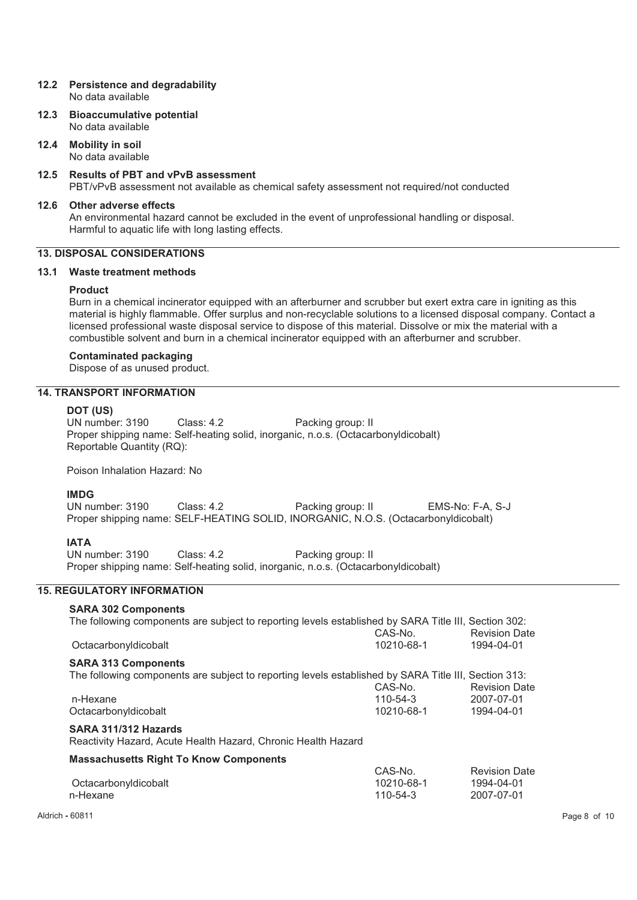### 12.2 Persistence and degradability

No data available

### 12.3 Bioaccumulative potential

No data available

### 12.4 Mobility in soil

No data available

### 12.5 Results of PBT and vPvB assessment

PBT/vPvB assessment not available as chemical safety assessment not required/not conducted

### 12.6 Other adverse effects

An environmental hazard cannot be excluded in the event of unprofessional handling or disposal.
Harmful to aquatic life with long lasting effects.

## 13. DISPOSAL CONSIDERATIONS

### 13.1 Waste treatment methods

**Product**

Burn in a chemical incinerator equipped with an afterburner and scrubber but exert extra care in igniting as this material is highly flammable. Offer surplus and non-recyclable solutions to a licensed disposal company. Contact a licensed professional waste disposal service to dispose of this material. Dissolve or mix the material with a combustible solvent and burn in a chemical incinerator equipped with an afterburner and scrubber.

**Contaminated packaging**

Dispose of as unused product.

## 14. TRANSPORT INFORMATION

**DOT (US)**

UN number: 3190 Class: 4.2 Packing group: II
Proper shipping name: Self-heating solid, inorganic, n.o.s. (Octacarbonyldicobalt)
Reportable Quantity (RQ):

Poison Inhalation Hazard: No

**IMDG**

UN number: 3190 Class: 4.2 Packing group: II EMS-No: F-A, S-J
Proper shipping name: SELF-HEATING SOLID, INORGANIC, N.O.S. (Octacarbonyldicobalt)

**IATA**

UN number: 3190 Class: 4.2 Packing group: II
Proper shipping name: Self-heating solid, inorganic, n.o.s. (Octacarbonyldicobalt)

## 15. REGULATORY INFORMATION

**SARA 302 Components**

The following components are subject to reporting levels established by SARA Title III, Section 302:

| | CAS-No. | Revision Date |
|---|---|---|
| Octacarbonyldicobalt | 10210-68-1 | 1994-04-01 |

**SARA 313 Components**

The following components are subject to reporting levels established by SARA Title III, Section 313:

| | CAS-No. | Revision Date |
|---|---|---|
| n-Hexane | 110-54-3 | 2007-07-01 |
| Octacarbonyldicobalt | 10210-68-1 | 1994-04-01 |

**SARA 311/312 Hazards**

Reactivity Hazard, Acute Health Hazard, Chronic Health Hazard

**Massachusetts Right To Know Components**

| | CAS-No. | Revision Date |
|---|---|---|
| Octacarbonyldicobalt | 10210-68-1 | 1994-04-01 |
| n-Hexane | 110-54-3 | 2007-07-01 |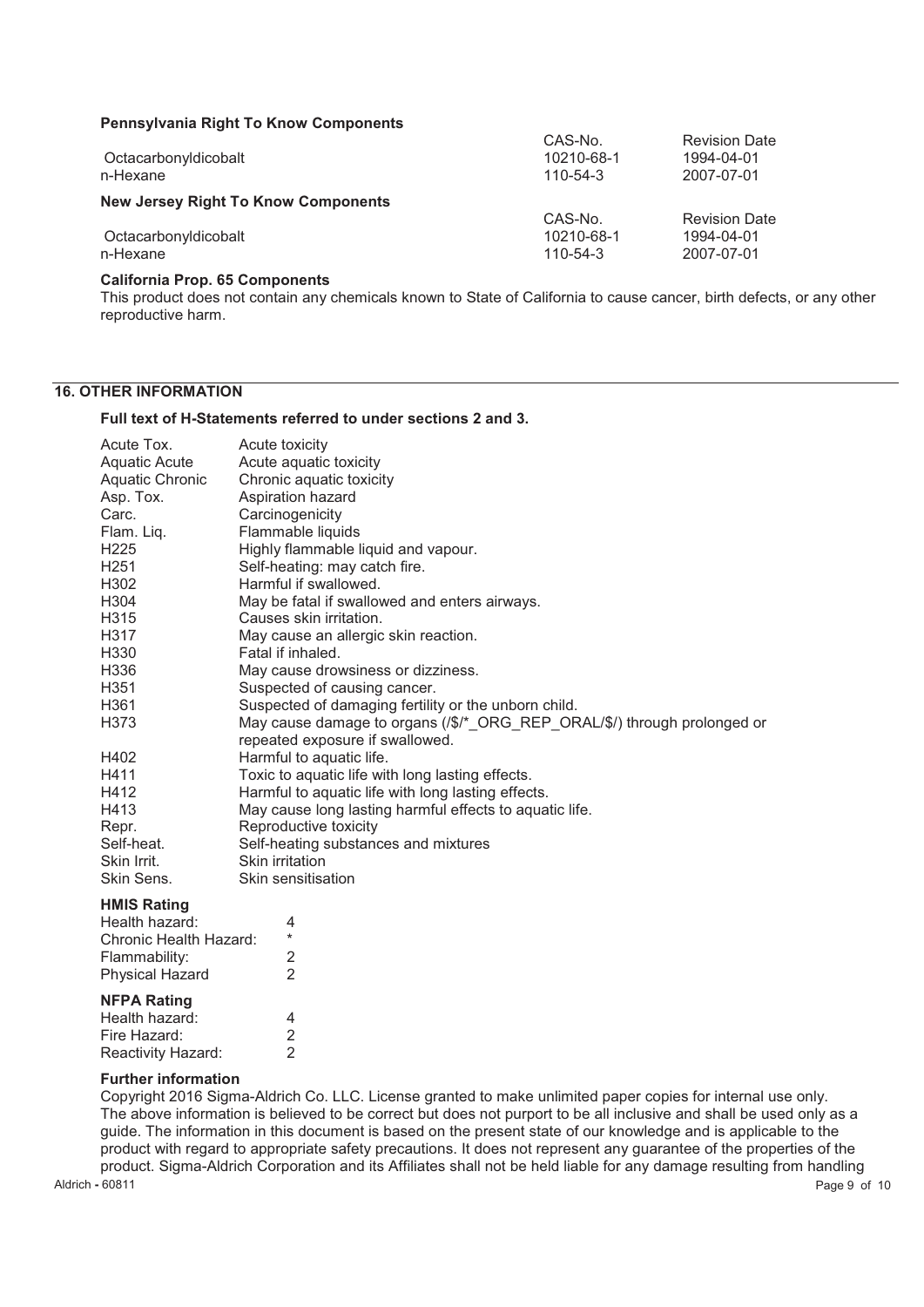### Pennsylvania Right To Know Components

| | CAS-No. | Revision Date |
|---|---|---|
| Octacarbonyldicobalt | 10210-68-1 | 1994-04-01 |
| n-Hexane | 110-54-3 | 2007-07-01 |

### New Jersey Right To Know Components

| | CAS-No. | Revision Date |
|---|---|---|
| Octacarbonyldicobalt | 10210-68-1 | 1994-04-01 |
| n-Hexane | 110-54-3 | 2007-07-01 |

### California Prop. 65 Components

This product does not contain any chemicals known to State of California to cause cancer, birth defects, or any other reproductive harm.

## 16. OTHER INFORMATION

### Full text of H-Statements referred to under sections 2 and 3.

| | |
|---|---|
| Acute Tox. | Acute toxicity |
| Aquatic Acute | Acute aquatic toxicity |
| Aquatic Chronic | Chronic aquatic toxicity |
| Asp. Tox. | Aspiration hazard |
| Carc. | Carcinogenicity |
| Flam. Liq. | Flammable liquids |
| H225 | Highly flammable liquid and vapour. |
| H251 | Self-heating: may catch fire. |
| H302 | Harmful if swallowed. |
| H304 | May be fatal if swallowed and enters airways. |
| H315 | Causes skin irritation. |
| H317 | May cause an allergic skin reaction. |
| H330 | Fatal if inhaled. |
| H336 | May cause drowsiness or dizziness. |
| H351 | Suspected of causing cancer. |
| H361 | Suspected of damaging fertility or the unborn child. |
| H373 | May cause damage to organs (/$/*_ORG_REP_ORAL/$/) through prolonged or repeated exposure if swallowed. |
| H402 | Harmful to aquatic life. |
| H411 | Toxic to aquatic life with long lasting effects. |
| H412 | Harmful to aquatic life with long lasting effects. |
| H413 | May cause long lasting harmful effects to aquatic life. |
| Repr. | Reproductive toxicity |
| Self-heat. | Self-heating substances and mixtures |
| Skin Irrit. | Skin irritation |
| Skin Sens. | Skin sensitisation |

### HMIS Rating

| | |
|---|---|
| Health hazard: | 4 |
| Chronic Health Hazard: | * |
| Flammability: | 2 |
| Physical Hazard | 2 |

### NFPA Rating

| | |
|---|---|
| Health hazard: | 4 |
| Fire Hazard: | 2 |
| Reactivity Hazard: | 2 |

### Further information

Copyright 2016 Sigma-Aldrich Co. LLC. License granted to make unlimited paper copies for internal use only. The above information is believed to be correct but does not purport to be all inclusive and shall be used only as a guide. The information in this document is based on the present state of our knowledge and is applicable to the product with regard to appropriate safety precautions. It does not represent any guarantee of the properties of the product. Sigma-Aldrich Corporation and its Affiliates shall not be held liable for any damage resulting from handling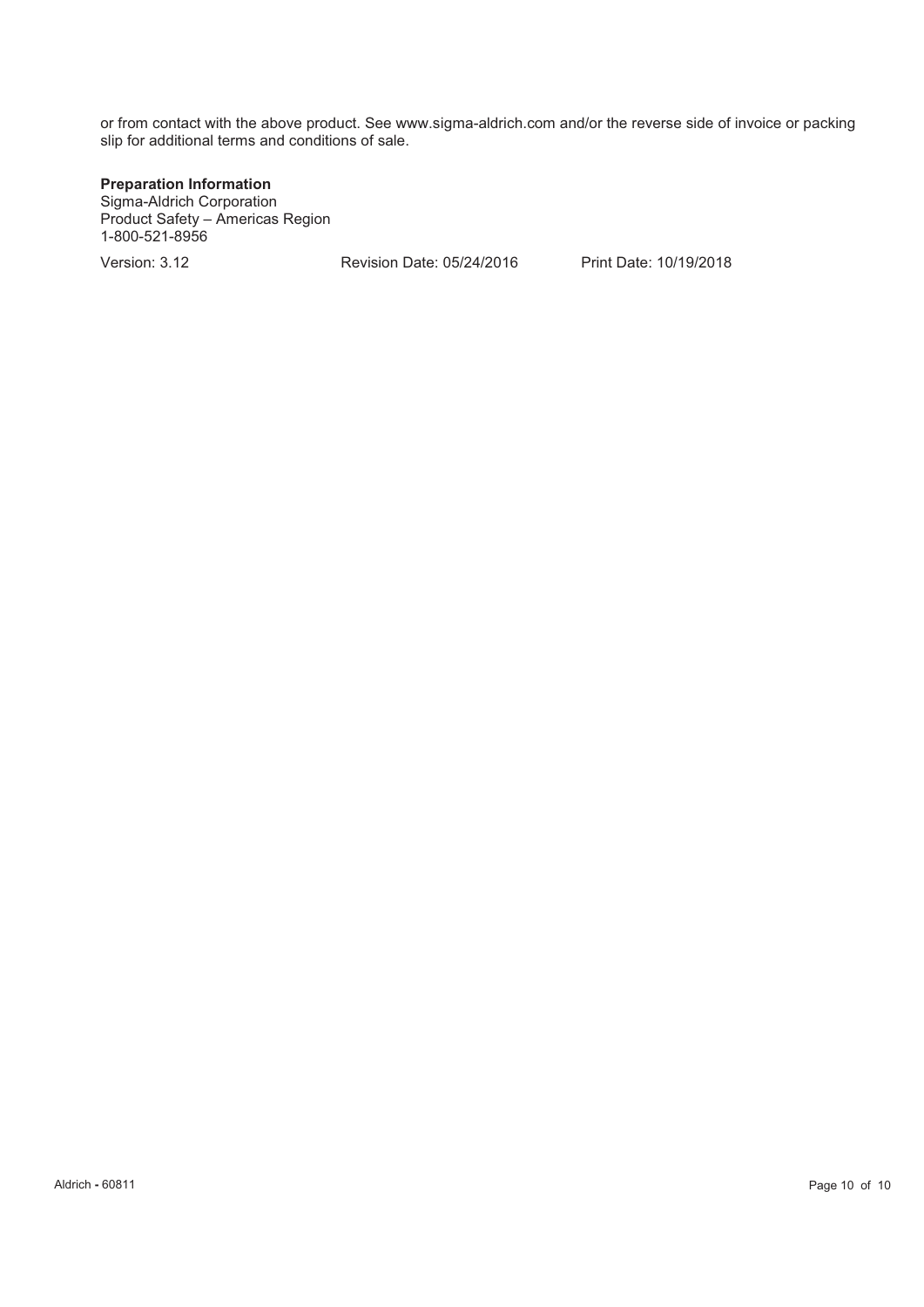or from contact with the above product. See www.sigma-aldrich.com and/or the reverse side of invoice or packing slip for additional terms and conditions of sale.

**Preparation Information**

Sigma-Aldrich Corporation
Product Safety – Americas Region
1-800-521-8956

Version: 3.12 Revision Date: 05/24/2016 Print Date: 10/19/2018